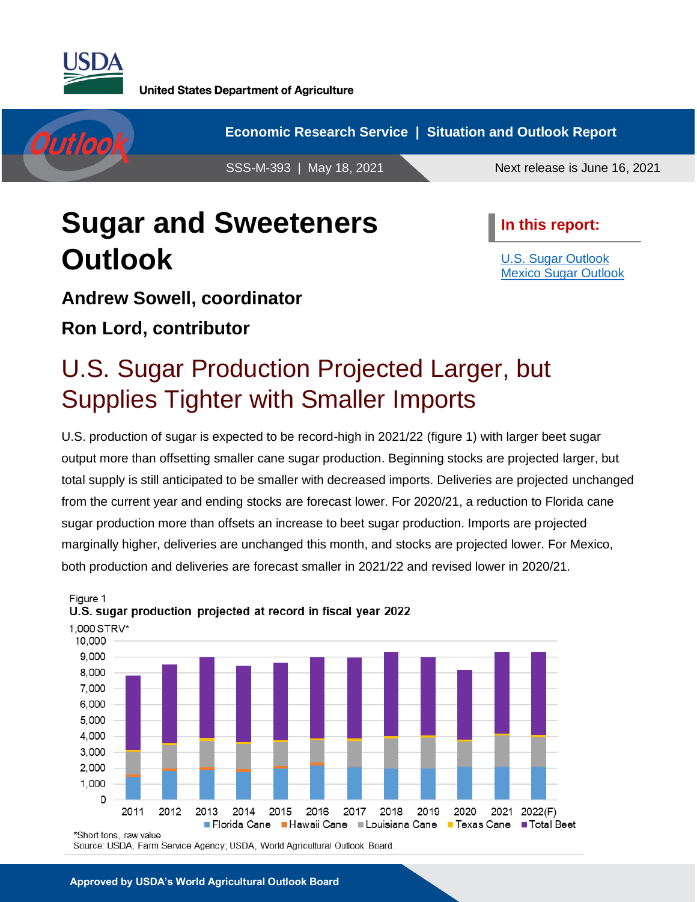United States Department of Agriculture

Economic Research Service | Situation and Outlook Report

SSS-M-393 | May 18, 2021

Next release is June 16, 2021

# Sugar and Sweeteners Outlook

**In this report:**

- U.S. Sugar Outlook
- Mexico Sugar Outlook

**Andrew Sowell, coordinator**

**Ron Lord, contributor**

## U.S. Sugar Production Projected Larger, but Supplies Tighter with Smaller Imports

U.S. production of sugar is expected to be record-high in 2021/22 (figure 1) with larger beet sugar output more than offsetting smaller cane sugar production. Beginning stocks are projected larger, but total supply is still anticipated to be smaller with decreased imports. Deliveries are projected unchanged from the current year and ending stocks are forecast lower. For 2020/21, a reduction to Florida cane sugar production more than offsets an increase to beet sugar production. Imports are projected marginally higher, deliveries are unchanged this month, and stocks are projected lower. For Mexico, both production and deliveries are forecast smaller in 2021/22 and revised lower in 2020/21.

Figure 1

**U.S. sugar production projected at record in fiscal year 2022**

1,000 STRV*

Legend: Florida Cane, Hawaii Cane, Louisiana Cane, Texas Cane, Total Beet

Years: 2011, 2012, 2013, 2014, 2015, 2016, 2017, 2018, 2019, 2020, 2021, 2022(F)

*Short tons, raw value

Source: USDA, Farm Service Agency; USDA, World Agricultural Outlook Board.

Approved by USDA's World Agricultural Outlook Board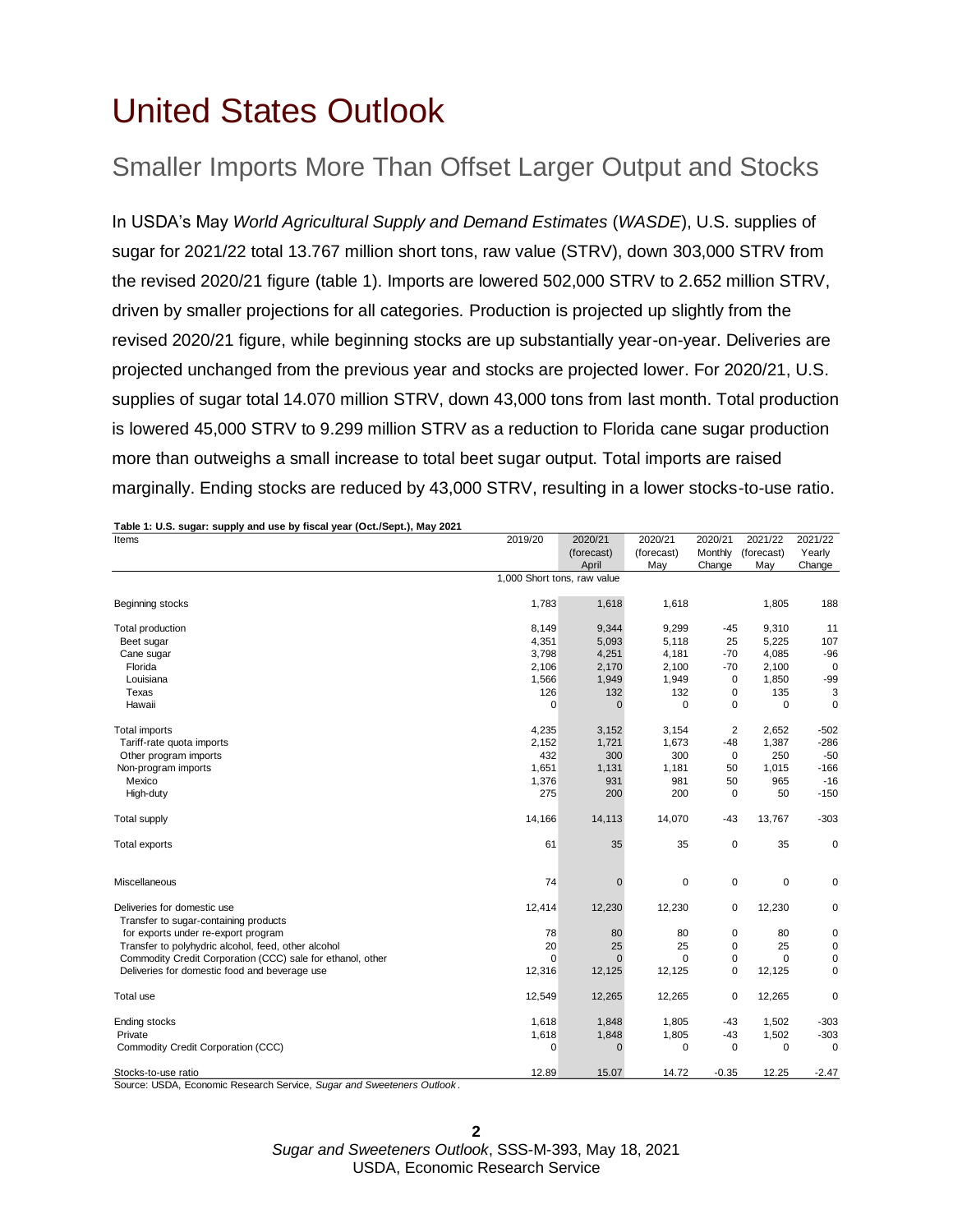# United States Outlook

## Smaller Imports More Than Offset Larger Output and Stocks

In USDA's May *World Agricultural Supply and Demand Estimates* (*WASDE*), U.S. supplies of sugar for 2021/22 total 13.767 million short tons, raw value (STRV), down 303,000 STRV from the revised 2020/21 figure (table 1). Imports are lowered 502,000 STRV to 2.652 million STRV, driven by smaller projections for all categories. Production is projected up slightly from the revised 2020/21 figure, while beginning stocks are up substantially year-on-year. Deliveries are projected unchanged from the previous year and stocks are projected lower. For 2020/21, U.S. supplies of sugar total 14.070 million STRV, down 43,000 tons from last month. Total production is lowered 45,000 STRV to 9.299 million STRV as a reduction to Florida cane sugar production more than outweighs a small increase to total beet sugar output. Total imports are raised marginally. Ending stocks are reduced by 43,000 STRV, resulting in a lower stocks-to-use ratio.

**Table 1: U.S. sugar: supply and use by fiscal year (Oct./Sept.), May 2021**

| Items | 2019/20 | 2020/21 (forecast) April | 2020/21 (forecast) May | 2020/21 Monthly Change | 2021/22 (forecast) May | 2021/22 Yearly Change |
|---|---|---|---|---|---|---|
| | 1,000 Short tons, raw value | | | | | |
| Beginning stocks | 1,783 | 1,618 | 1,618 | | 1,805 | 188 |
| Total production | 8,149 | 9,344 | 9,299 | -45 | 9,310 | 11 |
| Beet sugar | 4,351 | 5,093 | 5,118 | 25 | 5,225 | 107 |
| Cane sugar | 3,798 | 4,251 | 4,181 | -70 | 4,085 | -96 |
| Florida | 2,106 | 2,170 | 2,100 | -70 | 2,100 | 0 |
| Louisiana | 1,566 | 1,949 | 1,949 | 0 | 1,850 | -99 |
| Texas | 126 | 132 | 132 | 0 | 135 | 3 |
| Hawaii | 0 | 0 | 0 | 0 | 0 | 0 |
| Total imports | 4,235 | 3,152 | 3,154 | 2 | 2,652 | -502 |
| Tariff-rate quota imports | 2,152 | 1,721 | 1,673 | -48 | 1,387 | -286 |
| Other program imports | 432 | 300 | 300 | 0 | 250 | -50 |
| Non-program imports | 1,651 | 1,131 | 1,181 | 50 | 1,015 | -166 |
| Mexico | 1,376 | 931 | 981 | 50 | 965 | -16 |
| High-duty | 275 | 200 | 200 | 0 | 50 | -150 |
| Total supply | 14,166 | 14,113 | 14,070 | -43 | 13,767 | -303 |
| Total exports | 61 | 35 | 35 | 0 | 35 | 0 |
| Miscellaneous | 74 | 0 | 0 | 0 | 0 | 0 |
| Deliveries for domestic use | 12,414 | 12,230 | 12,230 | 0 | 12,230 | 0 |
| Transfer to sugar-containing products for exports under re-export program | 78 | 80 | 80 | 0 | 80 | 0 |
| Transfer to polyhydric alcohol, feed, other alcohol | 20 | 25 | 25 | 0 | 25 | 0 |
| Commodity Credit Corporation (CCC) sale for ethanol, other | 0 | 0 | 0 | 0 | 0 | 0 |
| Deliveries for domestic food and beverage use | 12,316 | 12,125 | 12,125 | 0 | 12,125 | 0 |
| Total use | 12,549 | 12,265 | 12,265 | 0 | 12,265 | 0 |
| Ending stocks | 1,618 | 1,848 | 1,805 | -43 | 1,502 | -303 |
| Private | 1,618 | 1,848 | 1,805 | -43 | 1,502 | -303 |
| Commodity Credit Corporation (CCC) | 0 | 0 | 0 | 0 | 0 | 0 |
| Stocks-to-use ratio | 12.89 | 15.07 | 14.72 | -0.35 | 12.25 | -2.47 |

Source: USDA, Economic Research Service, *Sugar and Sweeteners Outlook*.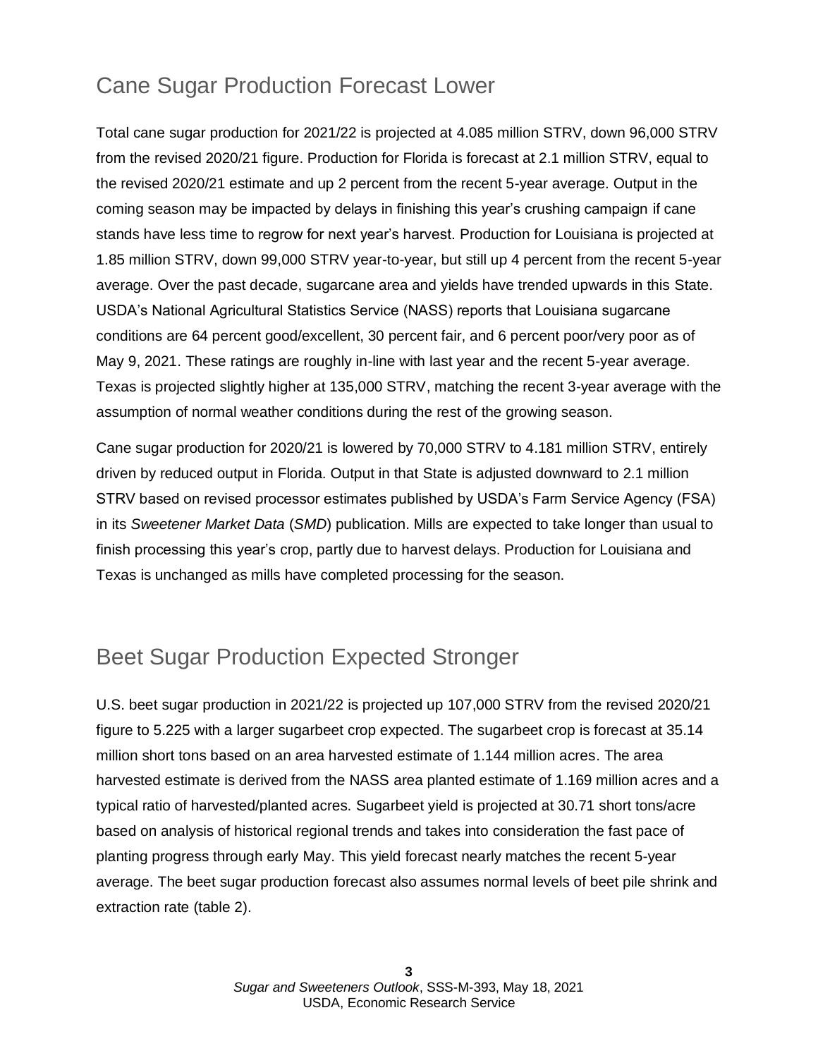## Cane Sugar Production Forecast Lower

Total cane sugar production for 2021/22 is projected at 4.085 million STRV, down 96,000 STRV from the revised 2020/21 figure. Production for Florida is forecast at 2.1 million STRV, equal to the revised 2020/21 estimate and up 2 percent from the recent 5-year average. Output in the coming season may be impacted by delays in finishing this year's crushing campaign if cane stands have less time to regrow for next year's harvest. Production for Louisiana is projected at 1.85 million STRV, down 99,000 STRV year-to-year, but still up 4 percent from the recent 5-year average. Over the past decade, sugarcane area and yields have trended upwards in this State. USDA's National Agricultural Statistics Service (NASS) reports that Louisiana sugarcane conditions are 64 percent good/excellent, 30 percent fair, and 6 percent poor/very poor as of May 9, 2021. These ratings are roughly in-line with last year and the recent 5-year average. Texas is projected slightly higher at 135,000 STRV, matching the recent 3-year average with the assumption of normal weather conditions during the rest of the growing season.

Cane sugar production for 2020/21 is lowered by 70,000 STRV to 4.181 million STRV, entirely driven by reduced output in Florida. Output in that State is adjusted downward to 2.1 million STRV based on revised processor estimates published by USDA's Farm Service Agency (FSA) in its *Sweetener Market Data* (*SMD*) publication. Mills are expected to take longer than usual to finish processing this year's crop, partly due to harvest delays. Production for Louisiana and Texas is unchanged as mills have completed processing for the season.

## Beet Sugar Production Expected Stronger

U.S. beet sugar production in 2021/22 is projected up 107,000 STRV from the revised 2020/21 figure to 5.225 with a larger sugarbeet crop expected. The sugarbeet crop is forecast at 35.14 million short tons based on an area harvested estimate of 1.144 million acres. The area harvested estimate is derived from the NASS area planted estimate of 1.169 million acres and a typical ratio of harvested/planted acres. Sugarbeet yield is projected at 30.71 short tons/acre based on analysis of historical regional trends and takes into consideration the fast pace of planting progress through early May. This yield forecast nearly matches the recent 5-year average. The beet sugar production forecast also assumes normal levels of beet pile shrink and extraction rate (table 2).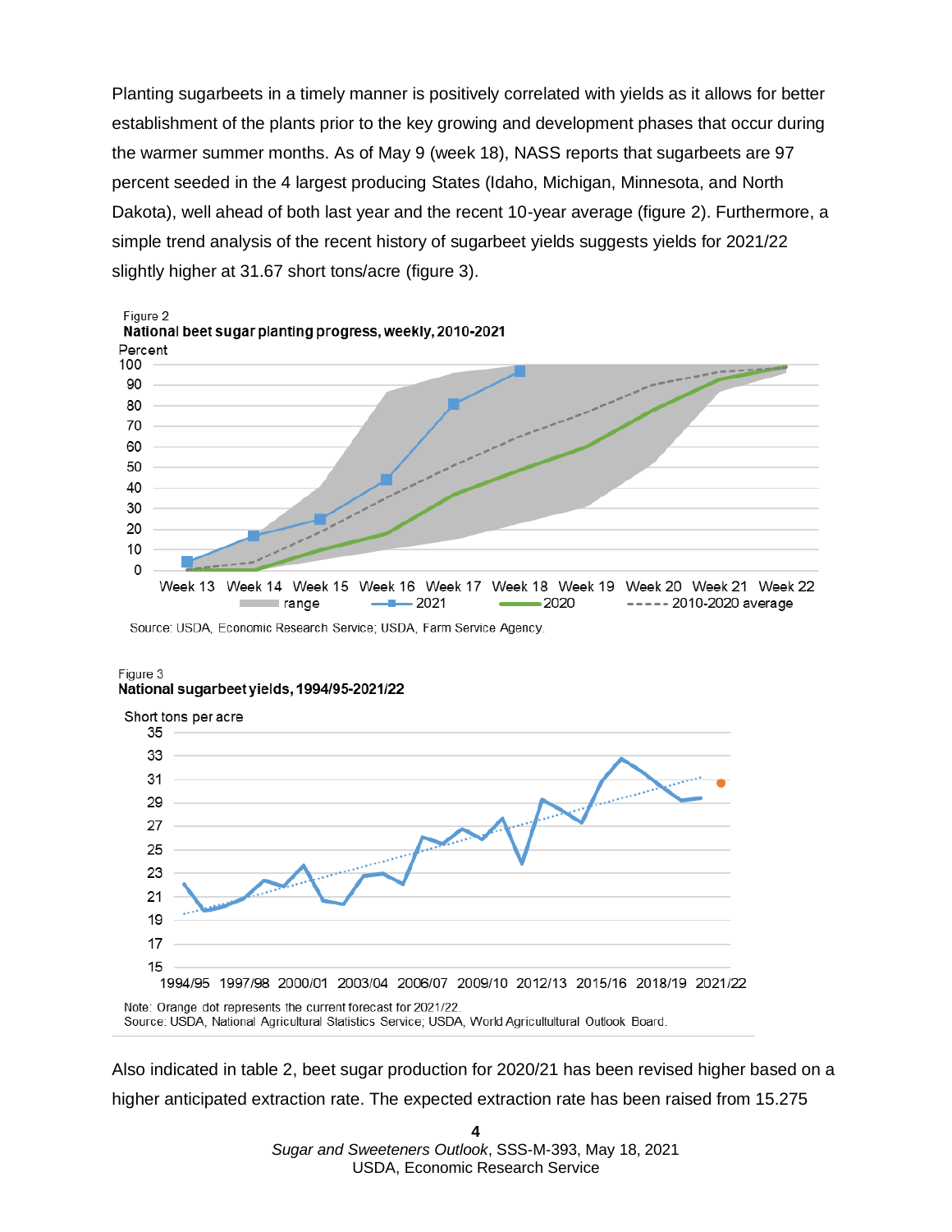Planting sugarbeets in a timely manner is positively correlated with yields as it allows for better establishment of the plants prior to the key growing and development phases that occur during the warmer summer months. As of May 9 (week 18), NASS reports that sugarbeets are 97 percent seeded in the 4 largest producing States (Idaho, Michigan, Minnesota, and North Dakota), well ahead of both last year and the recent 10-year average (figure 2). Furthermore, a simple trend analysis of the recent history of sugarbeet yields suggests yields for 2021/22 slightly higher at 31.67 short tons/acre (figure 3).

Figure 2
**National beet sugar planting progress, weekly, 2010-2021**

Source: USDA, Economic Research Service; USDA, Farm Service Agency.

Figure 3
**National sugarbeet yields, 1994/95-2021/22**

Note: Orange dot represents the current forecast for 2021/22.
Source: USDA, National Agricultural Statistics Service; USDA, World Agricultultural Outlook Board.

Also indicated in table 2, beet sugar production for 2020/21 has been revised higher based on a higher anticipated extraction rate. The expected extraction rate has been raised from 15.275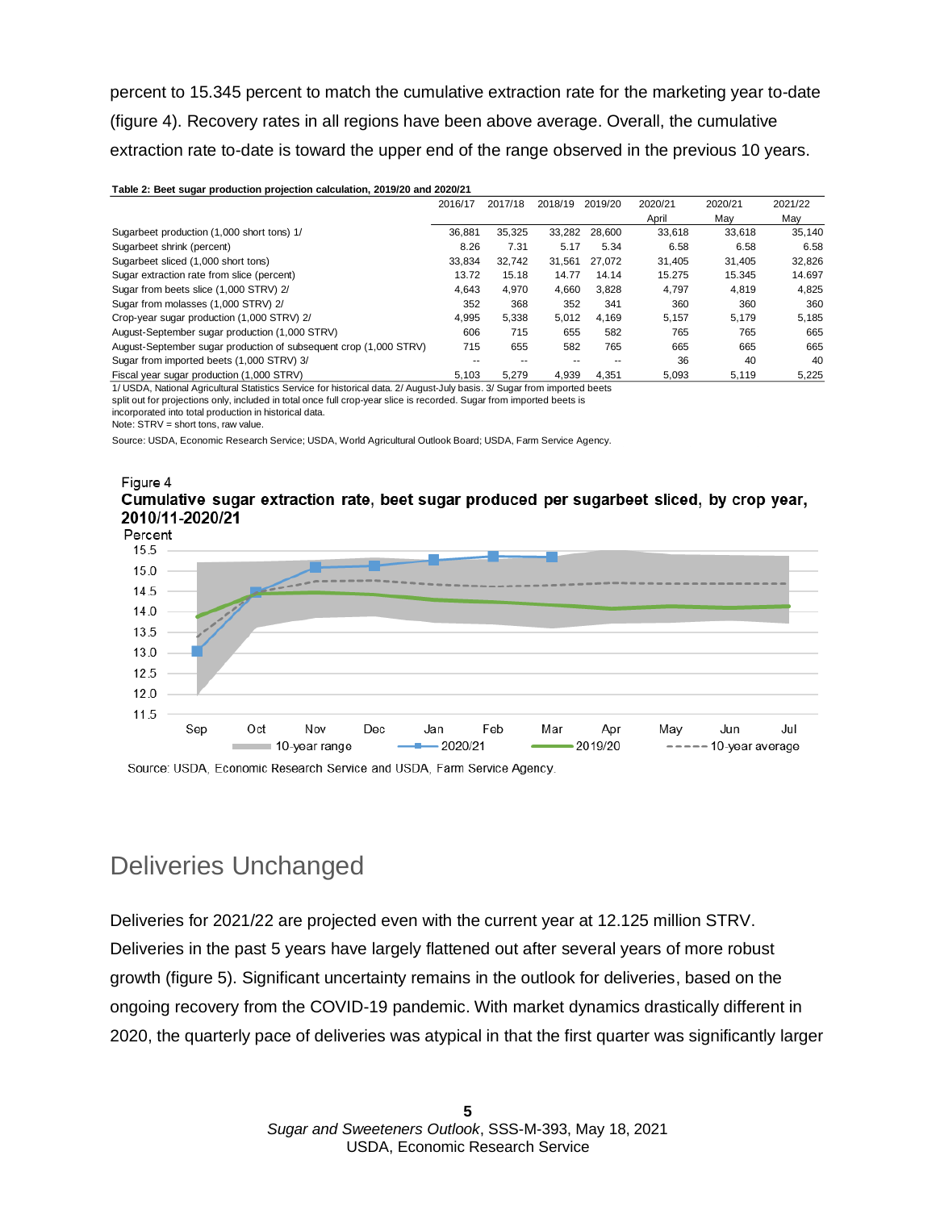percent to 15.345 percent to match the cumulative extraction rate for the marketing year to-date (figure 4). Recovery rates in all regions have been above average. Overall, the cumulative extraction rate to-date is toward the upper end of the range observed in the previous 10 years.

**Table 2: Beet sugar production projection calculation, 2019/20 and 2020/21**

| | 2016/17 | 2017/18 | 2018/19 | 2019/20 | 2020/21 April | 2020/21 May | 2021/22 May |
|---|---|---|---|---|---|---|---|
| Sugarbeet production (1,000 short tons) 1/ | 36,881 | 35,325 | 33,282 | 28,600 | 33,618 | 33,618 | 35,140 |
| Sugarbeet shrink (percent) | 8.26 | 7.31 | 5.17 | 5.34 | 6.58 | 6.58 | 6.58 |
| Sugarbeet sliced (1,000 short tons) | 33,834 | 32,742 | 31,561 | 27,072 | 31,405 | 31,405 | 32,826 |
| Sugar extraction rate from slice (percent) | 13.72 | 15.18 | 14.77 | 14.14 | 15.275 | 15.345 | 14.697 |
| Sugar from beets slice (1,000 STRV) 2/ | 4,643 | 4,970 | 4,660 | 3,828 | 4,797 | 4,819 | 4,825 |
| Sugar from molasses (1,000 STRV) 2/ | 352 | 368 | 352 | 341 | 360 | 360 | 360 |
| Crop-year sugar production (1,000 STRV) 2/ | 4,995 | 5,338 | 5,012 | 4,169 | 5,157 | 5,179 | 5,185 |
| August-September sugar production (1,000 STRV) | 606 | 715 | 655 | 582 | 765 | 765 | 665 |
| August-September sugar production of subsequent crop (1,000 STRV) | 715 | 655 | 582 | 765 | 665 | 665 | 665 |
| Sugar from imported beets (1,000 STRV) 3/ | -- | -- | -- | -- | 36 | 40 | 40 |
| Fiscal year sugar production (1,000 STRV) | 5,103 | 5,279 | 4,939 | 4,351 | 5,093 | 5,119 | 5,225 |

1/ USDA, National Agricultural Statistics Service for historical data. 2/ August-July basis. 3/ Sugar from imported beets split out for projections only, included in total once full crop-year slice is recorded. Sugar from imported beets is incorporated into total production in historical data.
Note: STRV = short tons, raw value.

Source: USDA, Economic Research Service; USDA, World Agricultural Outlook Board; USDA, Farm Service Agency.

Figure 4
**Cumulative sugar extraction rate, beet sugar produced per sugarbeet sliced, by crop year, 2010/11-2020/21**

Source: USDA, Economic Research Service and USDA, Farm Service Agency.

## Deliveries Unchanged

Deliveries for 2021/22 are projected even with the current year at 12.125 million STRV. Deliveries in the past 5 years have largely flattened out after several years of more robust growth (figure 5). Significant uncertainty remains in the outlook for deliveries, based on the ongoing recovery from the COVID-19 pandemic. With market dynamics drastically different in 2020, the quarterly pace of deliveries was atypical in that the first quarter was significantly larger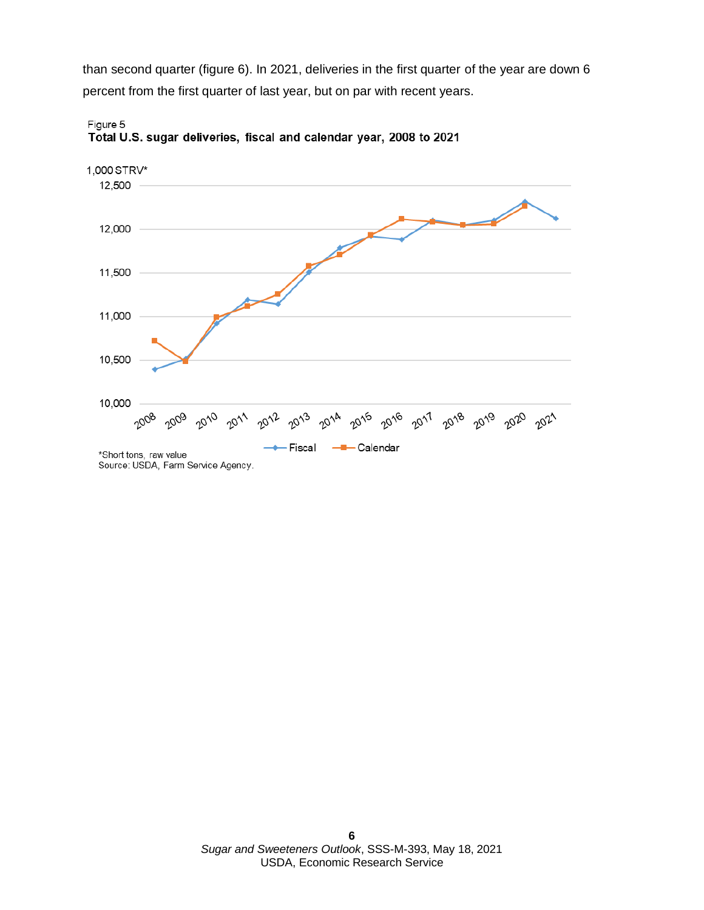than second quarter (figure 6). In 2021, deliveries in the first quarter of the year are down 6 percent from the first quarter of last year, but on par with recent years.

Figure 5
**Total U.S. sugar deliveries, fiscal and calendar year, 2008 to 2021**

*Short tons, raw value
Source: USDA, Farm Service Agency.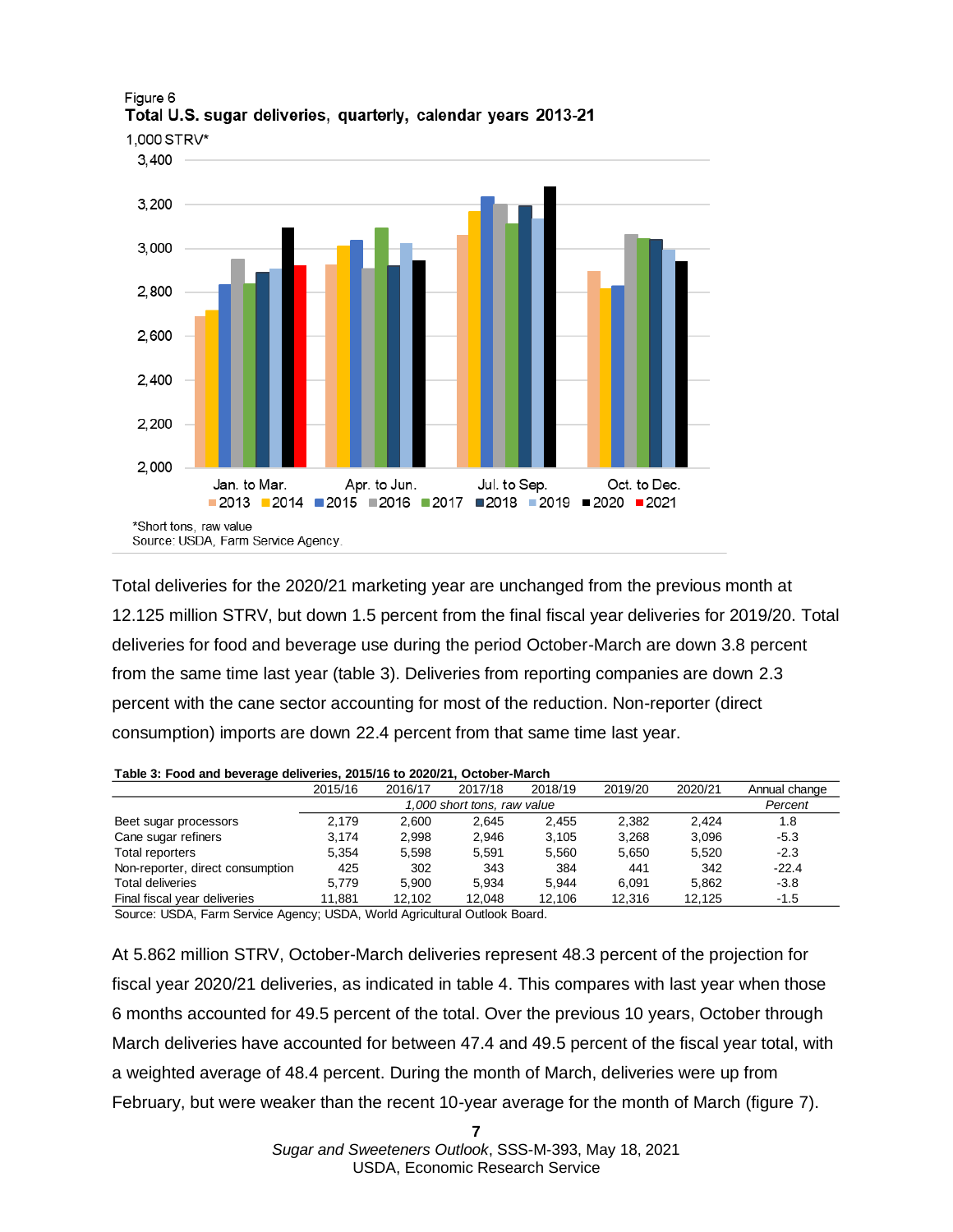Figure 6
**Total U.S. sugar deliveries, quarterly, calendar years 2013-21**

*Short tons, raw value
Source: USDA, Farm Service Agency.

Total deliveries for the 2020/21 marketing year are unchanged from the previous month at 12.125 million STRV, but down 1.5 percent from the final fiscal year deliveries for 2019/20. Total deliveries for food and beverage use during the period October-March are down 3.8 percent from the same time last year (table 3). Deliveries from reporting companies are down 2.3 percent with the cane sector accounting for most of the reduction. Non-reporter (direct consumption) imports are down 22.4 percent from that same time last year.

**Table 3: Food and beverage deliveries, 2015/16 to 2020/21, October-March**

| | 2015/16 | 2016/17 | 2017/18 | 2018/19 | 2019/20 | 2020/21 | Annual change |
|---|---|---|---|---|---|---|---|
| | *1,000 short tons, raw value* | | | | | | *Percent* |
| Beet sugar processors | 2,179 | 2,600 | 2,645 | 2,455 | 2,382 | 2,424 | 1.8 |
| Cane sugar refiners | 3,174 | 2,998 | 2,946 | 3,105 | 3,268 | 3,096 | -5.3 |
| Total reporters | 5,354 | 5,598 | 5,591 | 5,560 | 5,650 | 5,520 | -2.3 |
| Non-reporter, direct consumption | 425 | 302 | 343 | 384 | 441 | 342 | -22.4 |
| Total deliveries | 5,779 | 5,900 | 5,934 | 5,944 | 6,091 | 5,862 | -3.8 |
| Final fiscal year deliveries | 11,881 | 12,102 | 12,048 | 12,106 | 12,316 | 12,125 | -1.5 |

Source: USDA, Farm Service Agency; USDA, World Agricultural Outlook Board.

At 5.862 million STRV, October-March deliveries represent 48.3 percent of the projection for fiscal year 2020/21 deliveries, as indicated in table 4. This compares with last year when those 6 months accounted for 49.5 percent of the total. Over the previous 10 years, October through March deliveries have accounted for between 47.4 and 49.5 percent of the fiscal year total, with a weighted average of 48.4 percent. During the month of March, deliveries were up from February, but were weaker than the recent 10-year average for the month of March (figure 7).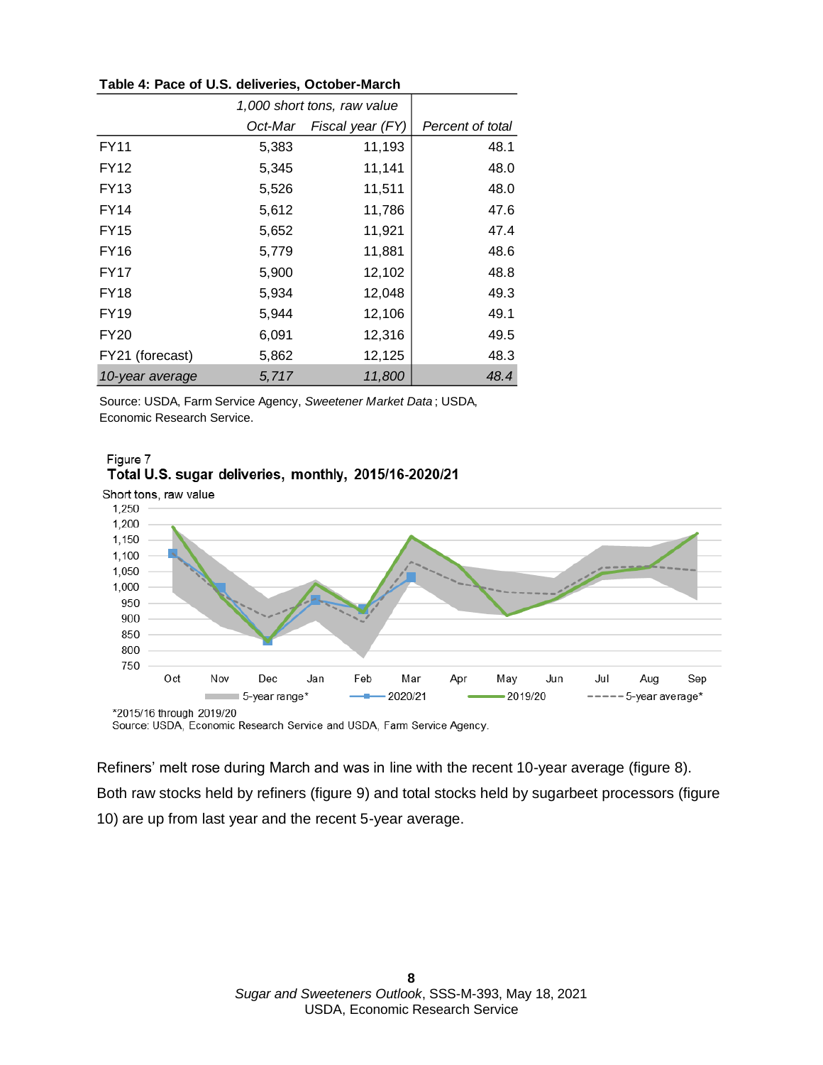**Table 4: Pace of U.S. deliveries, October-March**

| | *1,000 short tons, raw value* | | |
|---|---|---|---|
| | *Oct-Mar* | *Fiscal year (FY)* | *Percent of total* |
| FY11 | 5,383 | 11,193 | 48.1 |
| FY12 | 5,345 | 11,141 | 48.0 |
| FY13 | 5,526 | 11,511 | 48.0 |
| FY14 | 5,612 | 11,786 | 47.6 |
| FY15 | 5,652 | 11,921 | 47.4 |
| FY16 | 5,779 | 11,881 | 48.6 |
| FY17 | 5,900 | 12,102 | 48.8 |
| FY18 | 5,934 | 12,048 | 49.3 |
| FY19 | 5,944 | 12,106 | 49.1 |
| FY20 | 6,091 | 12,316 | 49.5 |
| FY21 (forecast) | 5,862 | 12,125 | 48.3 |
| *10-year average* | *5,717* | *11,800* | *48.4* |

Source: USDA, Farm Service Agency, *Sweetener Market Data* ; USDA, Economic Research Service.

Figure 7
**Total U.S. sugar deliveries, monthly, 2015/16-2020/21**

*2015/16 through 2019/20
Source: USDA, Economic Research Service and USDA, Farm Service Agency.

Refiners' melt rose during March and was in line with the recent 10-year average (figure 8). Both raw stocks held by refiners (figure 9) and total stocks held by sugarbeet processors (figure 10) are up from last year and the recent 5-year average.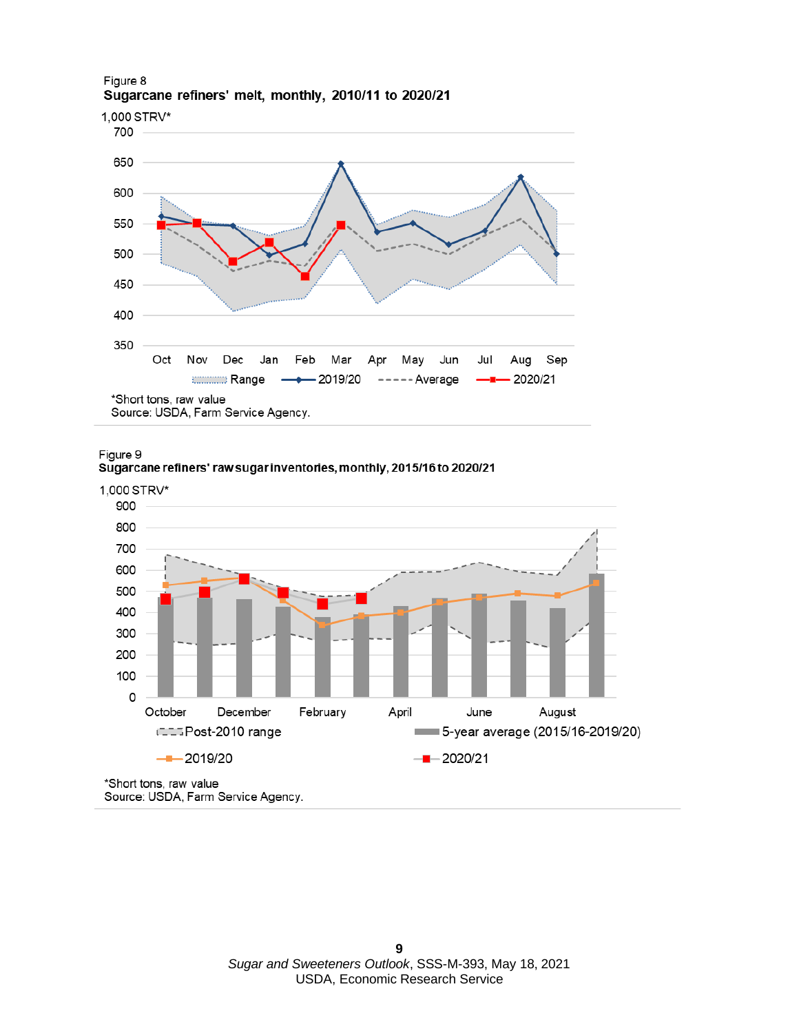Figure 8
**Sugarcane refiners' melt, monthly, 2010/11 to 2020/21**

1,000 STRV*

Oct Nov Dec Jan Feb Mar Apr May Jun Jul Aug Sep

Range — 2019/20 — Average — 2020/21

*Short tons, raw value
Source: USDA, Farm Service Agency.

Figure 9
**Sugarcane refiners' raw sugar inventories, monthly, 2015/16 to 2020/21**

1,000 STRV*

October December February April June August

Post-2010 range — 5-year average (2015/16-2019/20) — 2019/20 — 2020/21

*Short tons, raw value
Source: USDA, Farm Service Agency.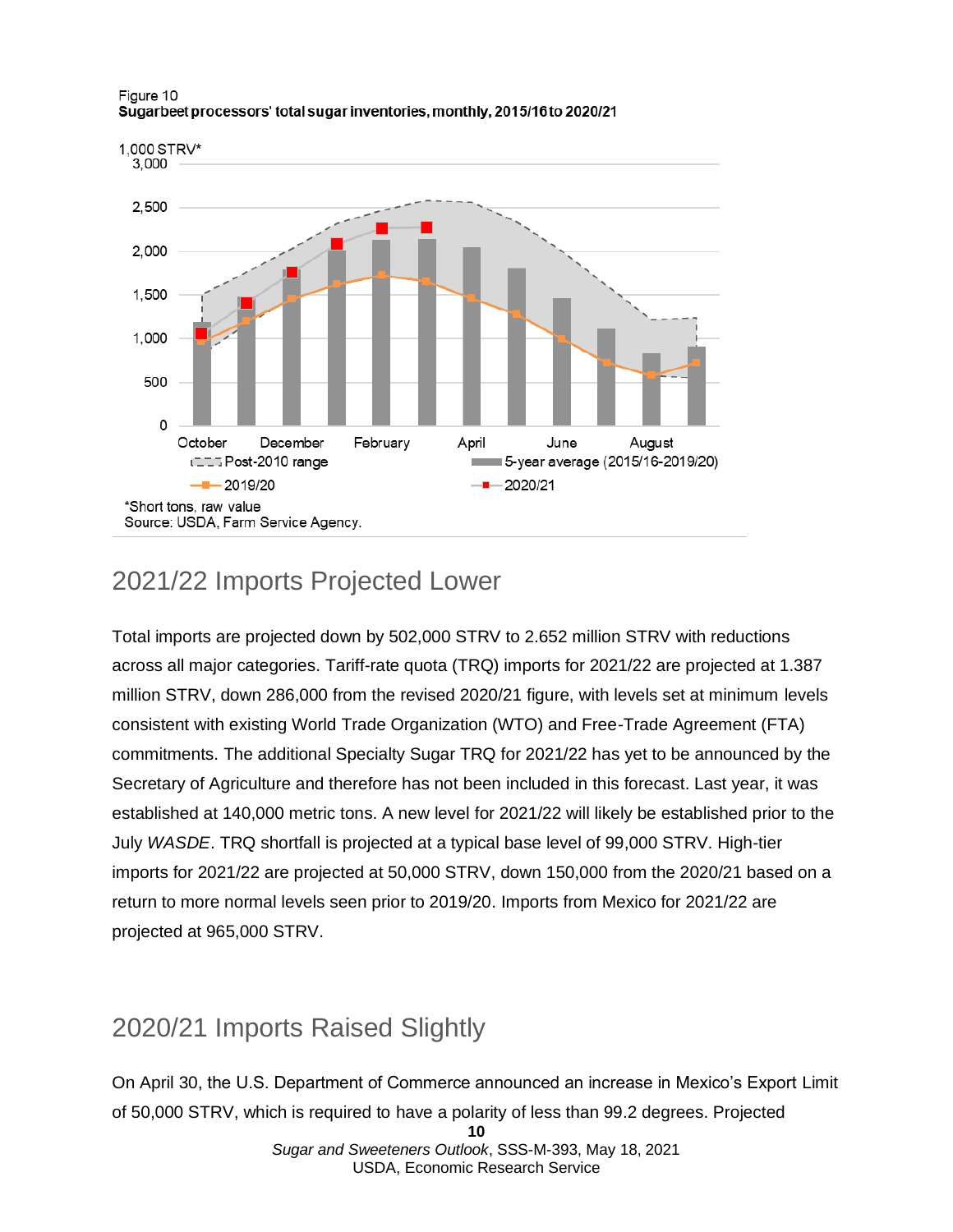Figure 10
**Sugarbeet processors' total sugar inventories, monthly, 2015/16 to 2020/21**

1,000 STRV*

*Short tons, raw value
Source: USDA, Farm Service Agency.

## 2021/22 Imports Projected Lower

Total imports are projected down by 502,000 STRV to 2.652 million STRV with reductions across all major categories. Tariff-rate quota (TRQ) imports for 2021/22 are projected at 1.387 million STRV, down 286,000 from the revised 2020/21 figure, with levels set at minimum levels consistent with existing World Trade Organization (WTO) and Free-Trade Agreement (FTA) commitments. The additional Specialty Sugar TRQ for 2021/22 has yet to be announced by the Secretary of Agriculture and therefore has not been included in this forecast. Last year, it was established at 140,000 metric tons. A new level for 2021/22 will likely be established prior to the July *WASDE*. TRQ shortfall is projected at a typical base level of 99,000 STRV. High-tier imports for 2021/22 are projected at 50,000 STRV, down 150,000 from the 2020/21 based on a return to more normal levels seen prior to 2019/20. Imports from Mexico for 2021/22 are projected at 965,000 STRV.

## 2020/21 Imports Raised Slightly

On April 30, the U.S. Department of Commerce announced an increase in Mexico's Export Limit of 50,000 STRV, which is required to have a polarity of less than 99.2 degrees. Projected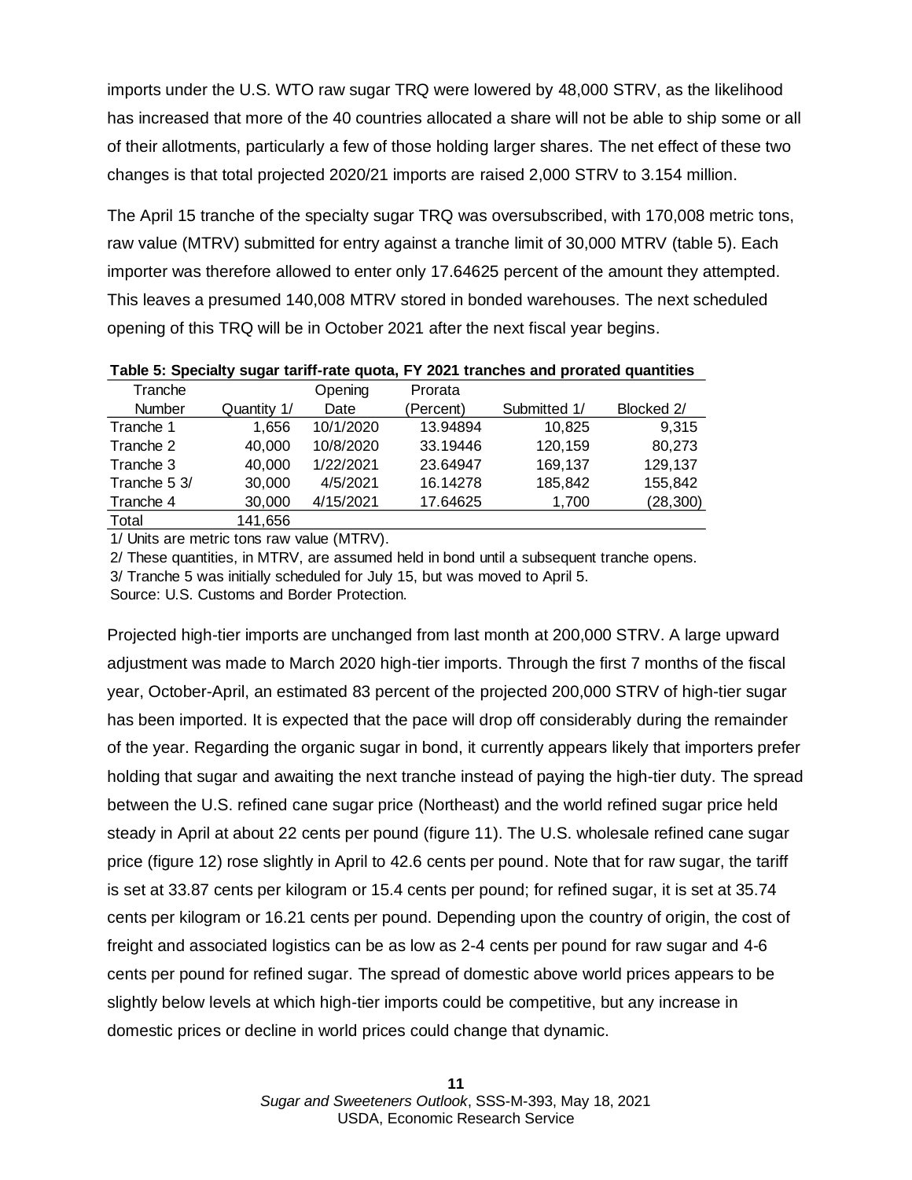imports under the U.S. WTO raw sugar TRQ were lowered by 48,000 STRV, as the likelihood has increased that more of the 40 countries allocated a share will not be able to ship some or all of their allotments, particularly a few of those holding larger shares. The net effect of these two changes is that total projected 2020/21 imports are raised 2,000 STRV to 3.154 million.

The April 15 tranche of the specialty sugar TRQ was oversubscribed, with 170,008 metric tons, raw value (MTRV) submitted for entry against a tranche limit of 30,000 MTRV (table 5). Each importer was therefore allowed to enter only 17.64625 percent of the amount they attempted. This leaves a presumed 140,008 MTRV stored in bonded warehouses. The next scheduled opening of this TRQ will be in October 2021 after the next fiscal year begins.

**Table 5: Specialty sugar tariff-rate quota, FY 2021 tranches and prorated quantities**

| Tranche Number | Quantity 1/ | Opening Date | Prorata (Percent) | Submitted 1/ | Blocked 2/ |
|---|---|---|---|---|---|
| Tranche 1 | 1,656 | 10/1/2020 | 13.94894 | 10,825 | 9,315 |
| Tranche 2 | 40,000 | 10/8/2020 | 33.19446 | 120,159 | 80,273 |
| Tranche 3 | 40,000 | 1/22/2021 | 23.64947 | 169,137 | 129,137 |
| Tranche 5 3/ | 30,000 | 4/5/2021 | 16.14278 | 185,842 | 155,842 |
| Tranche 4 | 30,000 | 4/15/2021 | 17.64625 | 1,700 | (28,300) |
| Total | 141,656 | | | | |

1/ Units are metric tons raw value (MTRV).

2/ These quantities, in MTRV, are assumed held in bond until a subsequent tranche opens.

3/ Tranche 5 was initially scheduled for July 15, but was moved to April 5.

Source: U.S. Customs and Border Protection.

Projected high-tier imports are unchanged from last month at 200,000 STRV. A large upward adjustment was made to March 2020 high-tier imports. Through the first 7 months of the fiscal year, October-April, an estimated 83 percent of the projected 200,000 STRV of high-tier sugar has been imported. It is expected that the pace will drop off considerably during the remainder of the year. Regarding the organic sugar in bond, it currently appears likely that importers prefer holding that sugar and awaiting the next tranche instead of paying the high-tier duty. The spread between the U.S. refined cane sugar price (Northeast) and the world refined sugar price held steady in April at about 22 cents per pound (figure 11). The U.S. wholesale refined cane sugar price (figure 12) rose slightly in April to 42.6 cents per pound. Note that for raw sugar, the tariff is set at 33.87 cents per kilogram or 15.4 cents per pound; for refined sugar, it is set at 35.74 cents per kilogram or 16.21 cents per pound. Depending upon the country of origin, the cost of freight and associated logistics can be as low as 2-4 cents per pound for raw sugar and 4-6 cents per pound for refined sugar. The spread of domestic above world prices appears to be slightly below levels at which high-tier imports could be competitive, but any increase in domestic prices or decline in world prices could change that dynamic.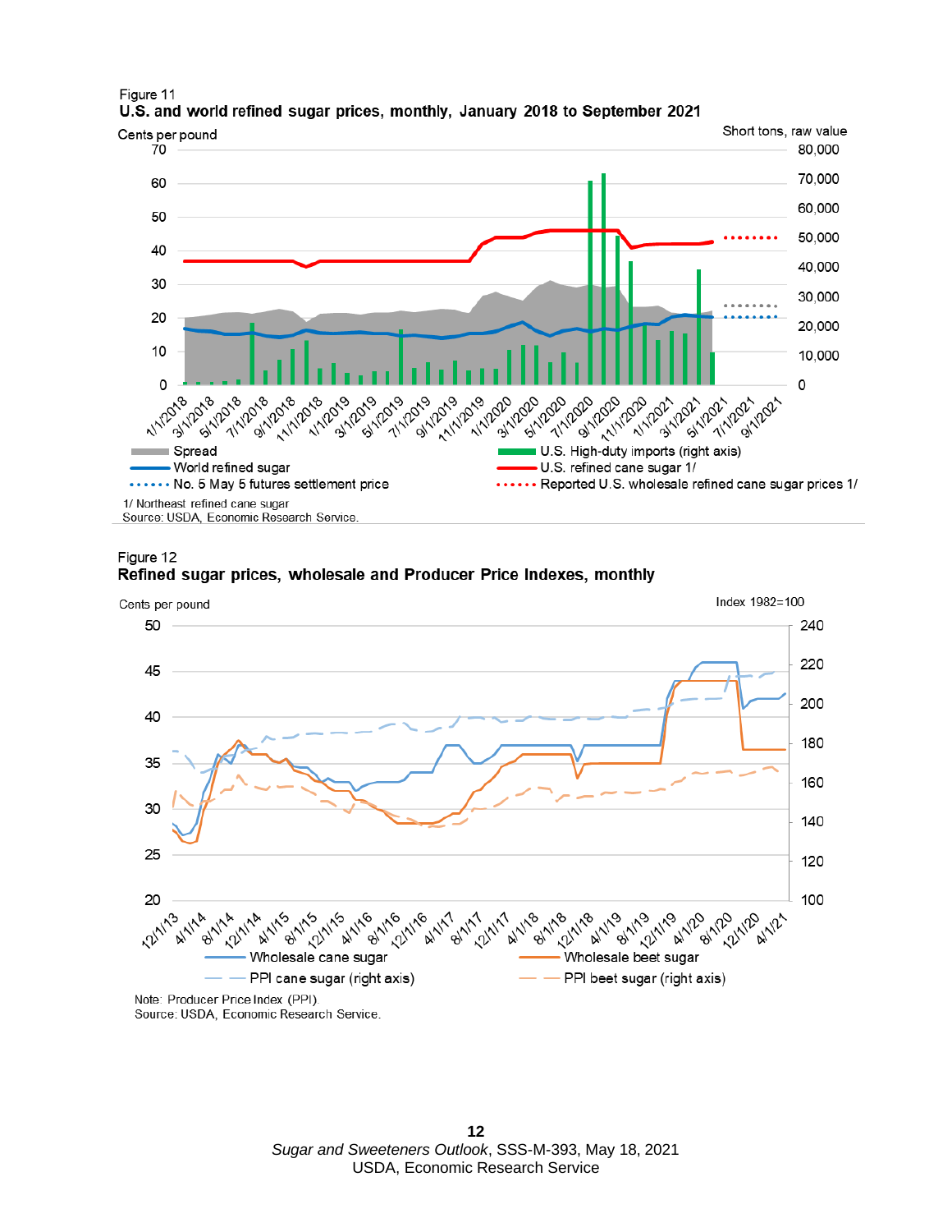Figure 11

**U.S. and world refined sugar prices, monthly, January 2018 to September 2021**

1/ Northeast refined cane sugar

Source: USDA, Economic Research Service.

Figure 12

**Refined sugar prices, wholesale and Producer Price Indexes, monthly**

Note: Producer Price Index (PPI).

Source: USDA, Economic Research Service.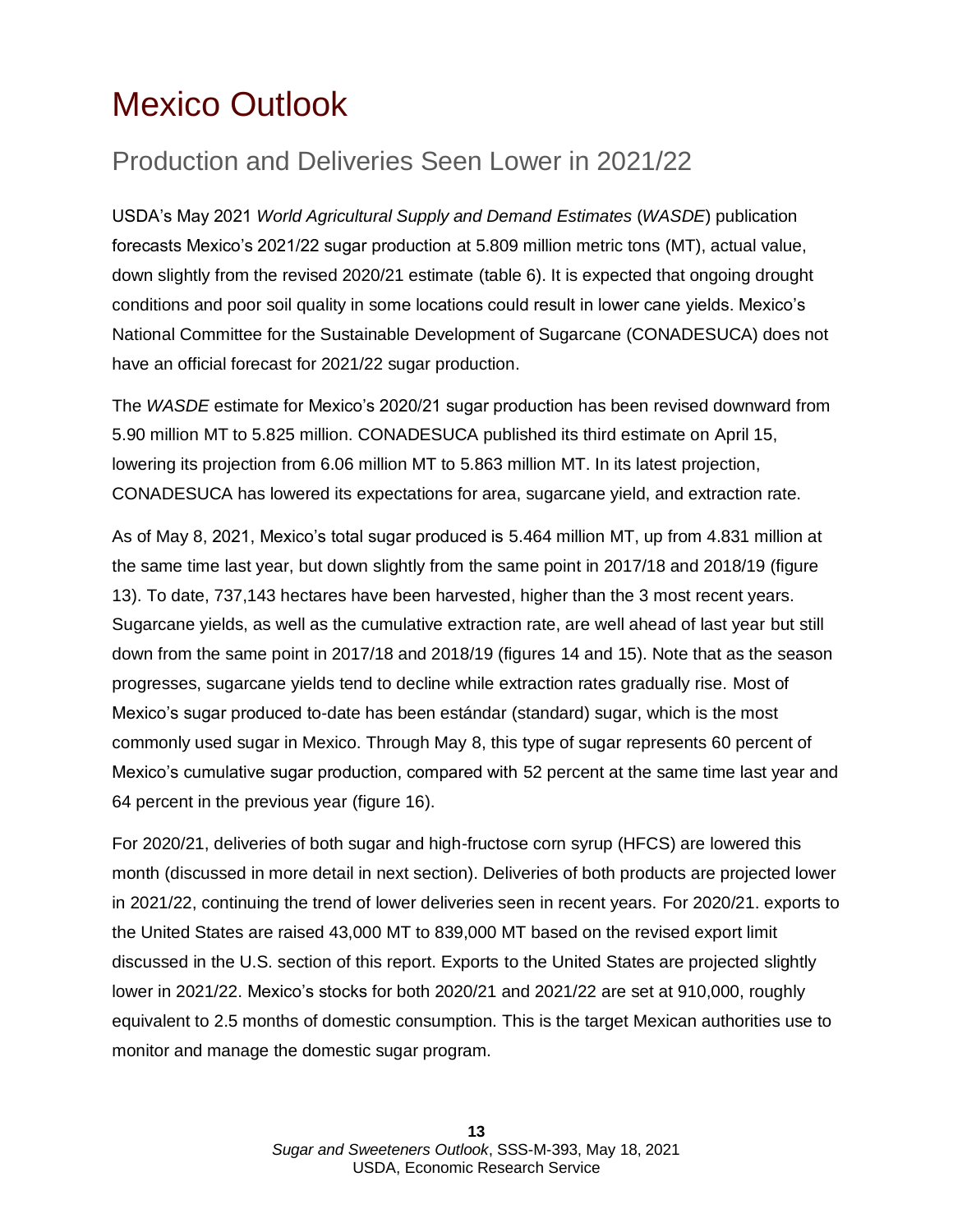# Mexico Outlook

## Production and Deliveries Seen Lower in 2021/22

USDA's May 2021 *World Agricultural Supply and Demand Estimates* (*WASDE*) publication forecasts Mexico's 2021/22 sugar production at 5.809 million metric tons (MT), actual value, down slightly from the revised 2020/21 estimate (table 6). It is expected that ongoing drought conditions and poor soil quality in some locations could result in lower cane yields. Mexico's National Committee for the Sustainable Development of Sugarcane (CONADESUCA) does not have an official forecast for 2021/22 sugar production.

The *WASDE* estimate for Mexico's 2020/21 sugar production has been revised downward from 5.90 million MT to 5.825 million. CONADESUCA published its third estimate on April 15, lowering its projection from 6.06 million MT to 5.863 million MT. In its latest projection, CONADESUCA has lowered its expectations for area, sugarcane yield, and extraction rate.

As of May 8, 2021, Mexico's total sugar produced is 5.464 million MT, up from 4.831 million at the same time last year, but down slightly from the same point in 2017/18 and 2018/19 (figure 13). To date, 737,143 hectares have been harvested, higher than the 3 most recent years. Sugarcane yields, as well as the cumulative extraction rate, are well ahead of last year but still down from the same point in 2017/18 and 2018/19 (figures 14 and 15). Note that as the season progresses, sugarcane yields tend to decline while extraction rates gradually rise. Most of Mexico's sugar produced to-date has been estándar (standard) sugar, which is the most commonly used sugar in Mexico. Through May 8, this type of sugar represents 60 percent of Mexico's cumulative sugar production, compared with 52 percent at the same time last year and 64 percent in the previous year (figure 16).

For 2020/21, deliveries of both sugar and high-fructose corn syrup (HFCS) are lowered this month (discussed in more detail in next section). Deliveries of both products are projected lower in 2021/22, continuing the trend of lower deliveries seen in recent years. For 2020/21. exports to the United States are raised 43,000 MT to 839,000 MT based on the revised export limit discussed in the U.S. section of this report. Exports to the United States are projected slightly lower in 2021/22. Mexico's stocks for both 2020/21 and 2021/22 are set at 910,000, roughly equivalent to 2.5 months of domestic consumption. This is the target Mexican authorities use to monitor and manage the domestic sugar program.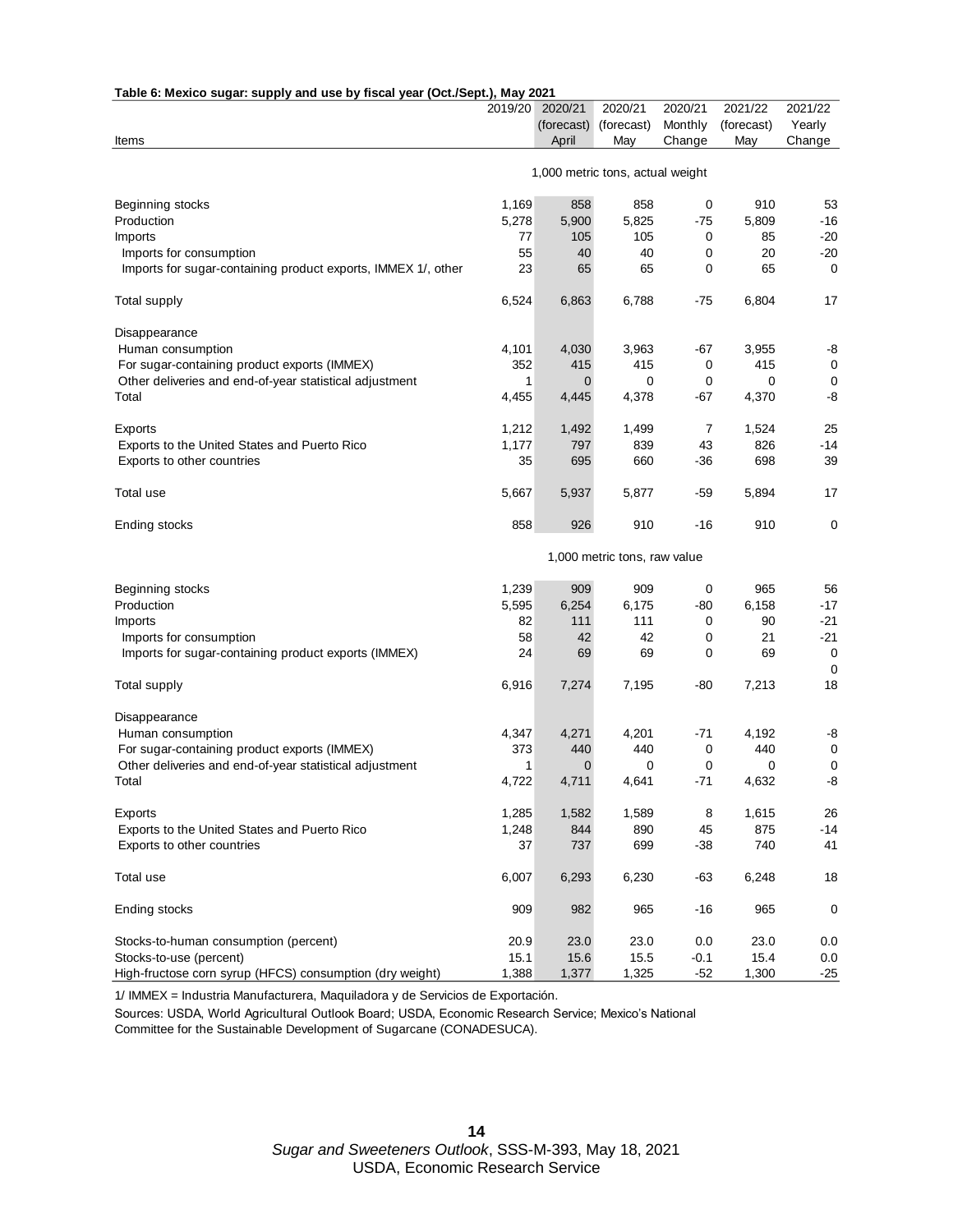**Table 6: Mexico sugar: supply and use by fiscal year (Oct./Sept.), May 2021**

| Items | 2019/20 | 2020/21 (forecast) April | 2020/21 (forecast) May | 2020/21 Monthly Change | 2021/22 (forecast) May | 2021/22 Yearly Change |
|---|---|---|---|---|---|---|
| | 1,000 metric tons, actual weight | | | | | |
| Beginning stocks | 1,169 | 858 | 858 | 0 | 910 | 53 |
| Production | 5,278 | 5,900 | 5,825 | -75 | 5,809 | -16 |
| Imports | 77 | 105 | 105 | 0 | 85 | -20 |
| Imports for consumption | 55 | 40 | 40 | 0 | 20 | -20 |
| Imports for sugar-containing product exports, IMMEX 1/, other | 23 | 65 | 65 | 0 | 65 | 0 |
| Total supply | 6,524 | 6,863 | 6,788 | -75 | 6,804 | 17 |
| Disappearance | | | | | | |
| Human consumption | 4,101 | 4,030 | 3,963 | -67 | 3,955 | -8 |
| For sugar-containing product exports (IMMEX) | 352 | 415 | 415 | 0 | 415 | 0 |
| Other deliveries and end-of-year statistical adjustment | 1 | 0 | 0 | 0 | 0 | 0 |
| Total | 4,455 | 4,445 | 4,378 | -67 | 4,370 | -8 |
| Exports | 1,212 | 1,492 | 1,499 | 7 | 1,524 | 25 |
| Exports to the United States and Puerto Rico | 1,177 | 797 | 839 | 43 | 826 | -14 |
| Exports to other countries | 35 | 695 | 660 | -36 | 698 | 39 |
| Total use | 5,667 | 5,937 | 5,877 | -59 | 5,894 | 17 |
| Ending stocks | 858 | 926 | 910 | -16 | 910 | 0 |
| | 1,000 metric tons, raw value | | | | | |
| Beginning stocks | 1,239 | 909 | 909 | 0 | 965 | 56 |
| Production | 5,595 | 6,254 | 6,175 | -80 | 6,158 | -17 |
| Imports | 82 | 111 | 111 | 0 | 90 | -21 |
| Imports for consumption | 58 | 42 | 42 | 0 | 21 | -21 |
| Imports for sugar-containing product exports (IMMEX) | 24 | 69 | 69 | 0 | 69 | 0 |
| | | | | | | 0 |
| Total supply | 6,916 | 7,274 | 7,195 | -80 | 7,213 | 18 |
| Disappearance | | | | | | |
| Human consumption | 4,347 | 4,271 | 4,201 | -71 | 4,192 | -8 |
| For sugar-containing product exports (IMMEX) | 373 | 440 | 440 | 0 | 440 | 0 |
| Other deliveries and end-of-year statistical adjustment | 1 | 0 | 0 | 0 | 0 | 0 |
| Total | 4,722 | 4,711 | 4,641 | -71 | 4,632 | -8 |
| Exports | 1,285 | 1,582 | 1,589 | 8 | 1,615 | 26 |
| Exports to the United States and Puerto Rico | 1,248 | 844 | 890 | 45 | 875 | -14 |
| Exports to other countries | 37 | 737 | 699 | -38 | 740 | 41 |
| Total use | 6,007 | 6,293 | 6,230 | -63 | 6,248 | 18 |
| Ending stocks | 909 | 982 | 965 | -16 | 965 | 0 |
| Stocks-to-human consumption (percent) | 20.9 | 23.0 | 23.0 | 0.0 | 23.0 | 0.0 |
| Stocks-to-use (percent) | 15.1 | 15.6 | 15.5 | -0.1 | 15.4 | 0.0 |
| High-fructose corn syrup (HFCS) consumption (dry weight) | 1,388 | 1,377 | 1,325 | -52 | 1,300 | -25 |

1/ IMMEX = Industria Manufacturera, Maquiladora y de Servicios de Exportación.

Sources: USDA, World Agricultural Outlook Board; USDA, Economic Research Service; Mexico's National Committee for the Sustainable Development of Sugarcane (CONADESUCA).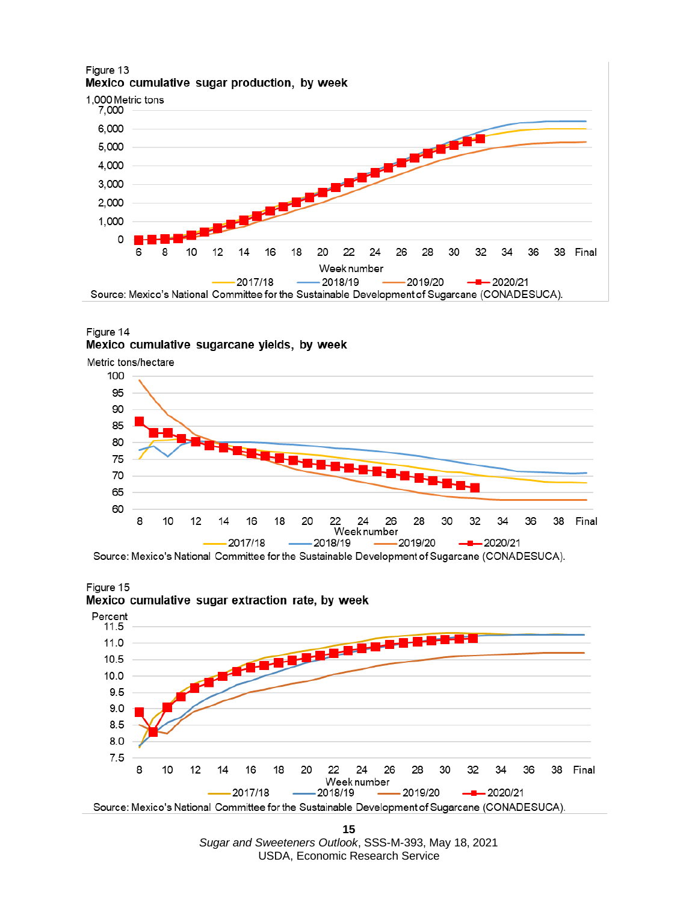Figure 13
**Mexico cumulative sugar production, by week**

1,000 Metric tons

Source: Mexico's National Committee for the Sustainable Development of Sugarcane (CONADESUCA).

Figure 14
**Mexico cumulative sugarcane yields, by week**

Metric tons/hectare

Source: Mexico's National Committee for the Sustainable Development of Sugarcane (CONADESUCA).

Figure 15
**Mexico cumulative sugar extraction rate, by week**

Percent

Source: Mexico's National Committee for the Sustainable Development of Sugarcane (CONADESUCA).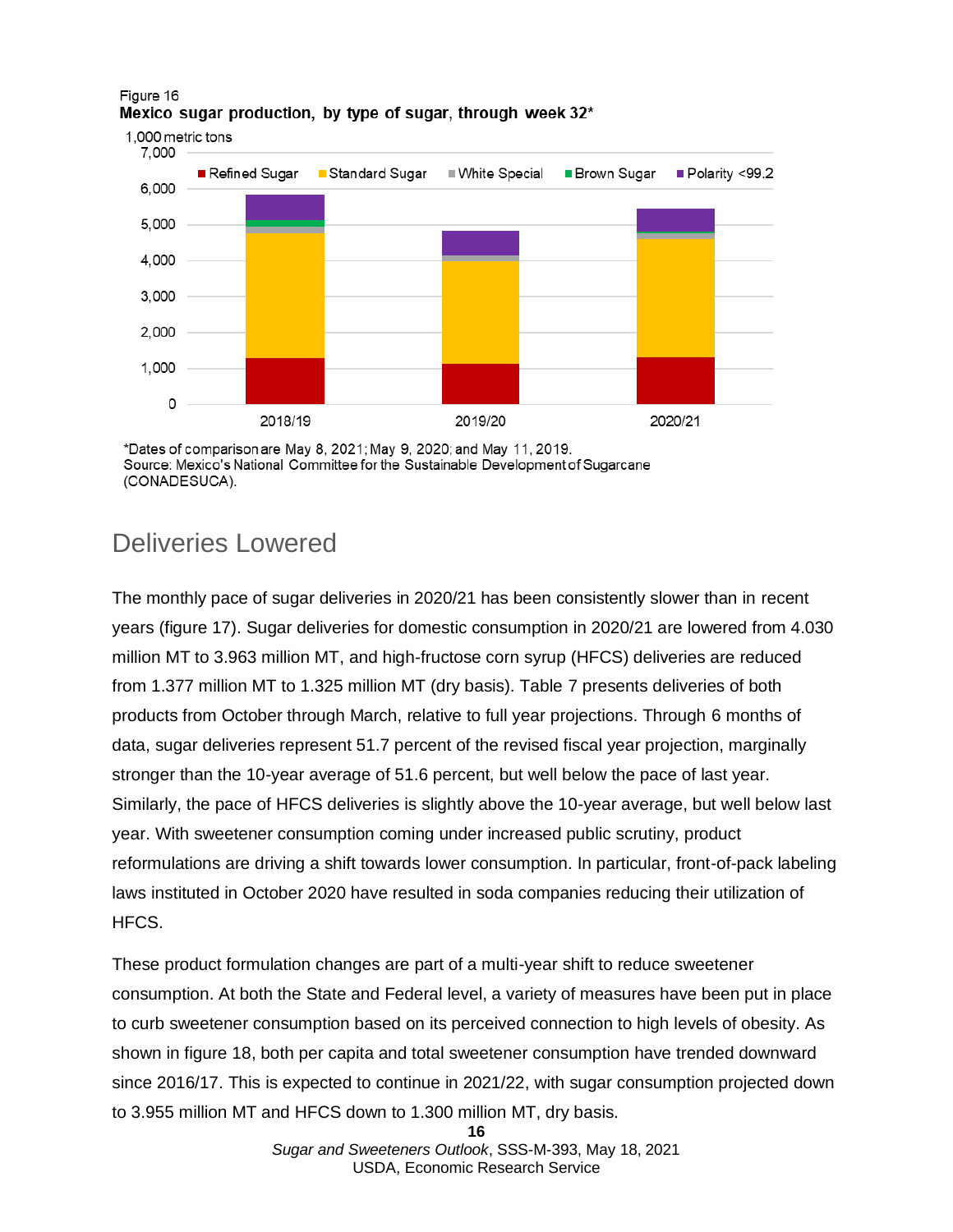Figure 16
**Mexico sugar production, by type of sugar, through week 32***

*Dates of comparison are May 8, 2021; May 9, 2020; and May 11, 2019.
Source: Mexico's National Committee for the Sustainable Development of Sugarcane (CONADESUCA).

## Deliveries Lowered

The monthly pace of sugar deliveries in 2020/21 has been consistently slower than in recent years (figure 17). Sugar deliveries for domestic consumption in 2020/21 are lowered from 4.030 million MT to 3.963 million MT, and high-fructose corn syrup (HFCS) deliveries are reduced from 1.377 million MT to 1.325 million MT (dry basis). Table 7 presents deliveries of both products from October through March, relative to full year projections. Through 6 months of data, sugar deliveries represent 51.7 percent of the revised fiscal year projection, marginally stronger than the 10-year average of 51.6 percent, but well below the pace of last year. Similarly, the pace of HFCS deliveries is slightly above the 10-year average, but well below last year. With sweetener consumption coming under increased public scrutiny, product reformulations are driving a shift towards lower consumption. In particular, front-of-pack labeling laws instituted in October 2020 have resulted in soda companies reducing their utilization of HFCS.

These product formulation changes are part of a multi-year shift to reduce sweetener consumption. At both the State and Federal level, a variety of measures have been put in place to curb sweetener consumption based on its perceived connection to high levels of obesity. As shown in figure 18, both per capita and total sweetener consumption have trended downward since 2016/17. This is expected to continue in 2021/22, with sugar consumption projected down to 3.955 million MT and HFCS down to 1.300 million MT, dry basis.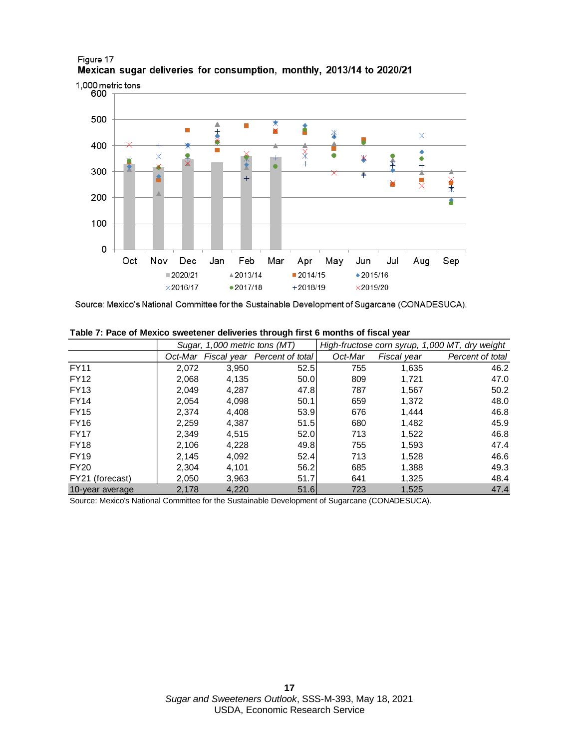Figure 17
**Mexican sugar deliveries for consumption, monthly, 2013/14 to 2020/21**

Source: Mexico's National Committee for the Sustainable Development of Sugarcane (CONADESUCA).

**Table 7: Pace of Mexico sweetener deliveries through first 6 months of fiscal year**

| | *Sugar, 1,000 metric tons (MT)* | | | *High-fructose corn syrup, 1,000 MT, dry weight* | | |
|---|---|---|---|---|---|---|
| | *Oct-Mar* | *Fiscal year* | *Percent of total* | *Oct-Mar* | *Fiscal year* | *Percent of total* |
| FY11 | 2,072 | 3,950 | 52.5 | 755 | 1,635 | 46.2 |
| FY12 | 2,068 | 4,135 | 50.0 | 809 | 1,721 | 47.0 |
| FY13 | 2,049 | 4,287 | 47.8 | 787 | 1,567 | 50.2 |
| FY14 | 2,054 | 4,098 | 50.1 | 659 | 1,372 | 48.0 |
| FY15 | 2,374 | 4,408 | 53.9 | 676 | 1,444 | 46.8 |
| FY16 | 2,259 | 4,387 | 51.5 | 680 | 1,482 | 45.9 |
| FY17 | 2,349 | 4,515 | 52.0 | 713 | 1,522 | 46.8 |
| FY18 | 2,106 | 4,228 | 49.8 | 755 | 1,593 | 47.4 |
| FY19 | 2,145 | 4,092 | 52.4 | 713 | 1,528 | 46.6 |
| FY20 | 2,304 | 4,101 | 56.2 | 685 | 1,388 | 49.3 |
| FY21 (forecast) | 2,050 | 3,963 | 51.7 | 641 | 1,325 | 48.4 |
| 10-year average | 2,178 | 4,220 | 51.6 | 723 | 1,525 | 47.4 |

Source: Mexico's National Committee for the Sustainable Development of Sugarcane (CONADESUCA).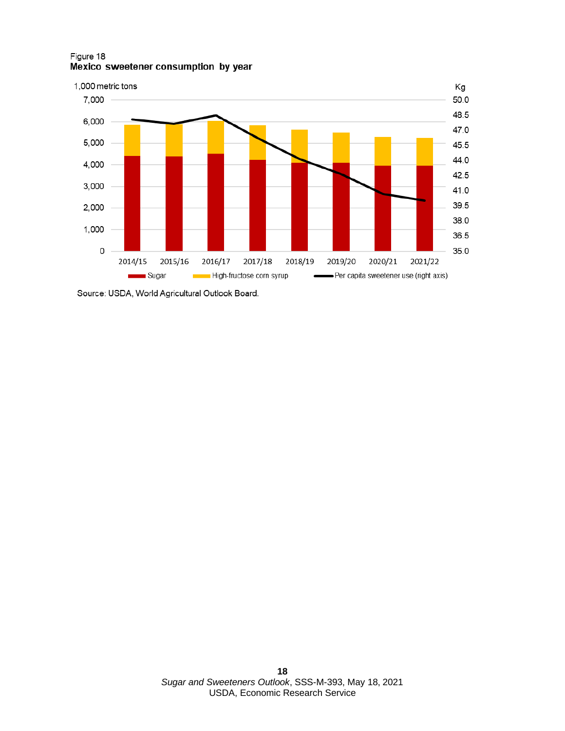Figure 18

**Mexico sweetener consumption by year**

1,000 metric tons | Kg

Legend: Sugar; High-fructose corn syrup; Per capita sweetener use (right axis)

Years: 2014/15, 2015/16, 2016/17, 2017/18, 2018/19, 2019/20, 2020/21, 2021/22

Source: USDA, World Agricultural Outlook Board.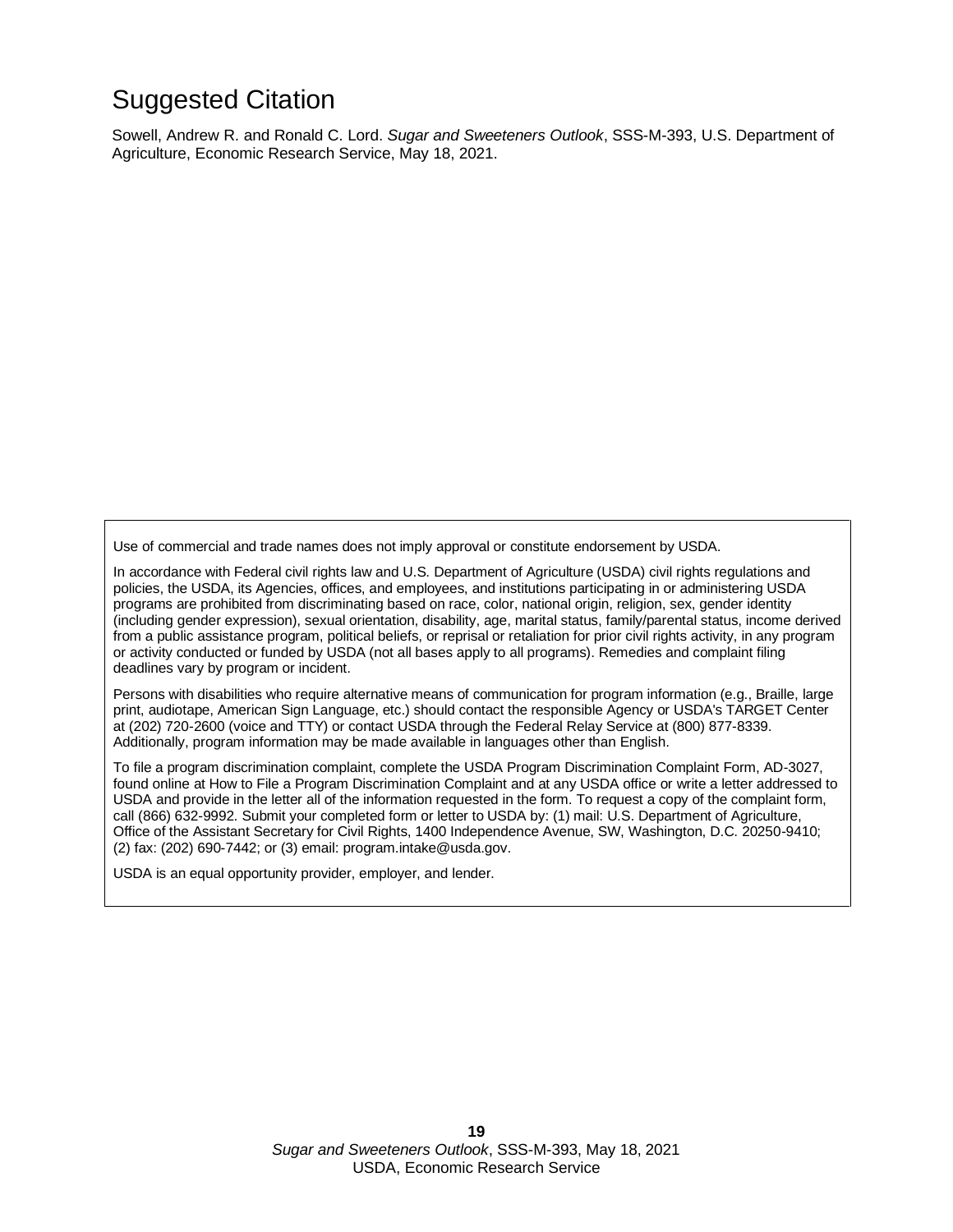## Suggested Citation

Sowell, Andrew R. and Ronald C. Lord. *Sugar and Sweeteners Outlook*, SSS-M-393, U.S. Department of Agriculture, Economic Research Service, May 18, 2021.

Use of commercial and trade names does not imply approval or constitute endorsement by USDA.

In accordance with Federal civil rights law and U.S. Department of Agriculture (USDA) civil rights regulations and policies, the USDA, its Agencies, offices, and employees, and institutions participating in or administering USDA programs are prohibited from discriminating based on race, color, national origin, religion, sex, gender identity (including gender expression), sexual orientation, disability, age, marital status, family/parental status, income derived from a public assistance program, political beliefs, or reprisal or retaliation for prior civil rights activity, in any program or activity conducted or funded by USDA (not all bases apply to all programs). Remedies and complaint filing deadlines vary by program or incident.

Persons with disabilities who require alternative means of communication for program information (e.g., Braille, large print, audiotape, American Sign Language, etc.) should contact the responsible Agency or USDA's TARGET Center at (202) 720-2600 (voice and TTY) or contact USDA through the Federal Relay Service at (800) 877-8339. Additionally, program information may be made available in languages other than English.

To file a program discrimination complaint, complete the USDA Program Discrimination Complaint Form, AD-3027, found online at How to File a Program Discrimination Complaint and at any USDA office or write a letter addressed to USDA and provide in the letter all of the information requested in the form. To request a copy of the complaint form, call (866) 632-9992. Submit your completed form or letter to USDA by: (1) mail: U.S. Department of Agriculture, Office of the Assistant Secretary for Civil Rights, 1400 Independence Avenue, SW, Washington, D.C. 20250-9410; (2) fax: (202) 690-7442; or (3) email: program.intake@usda.gov.

USDA is an equal opportunity provider, employer, and lender.